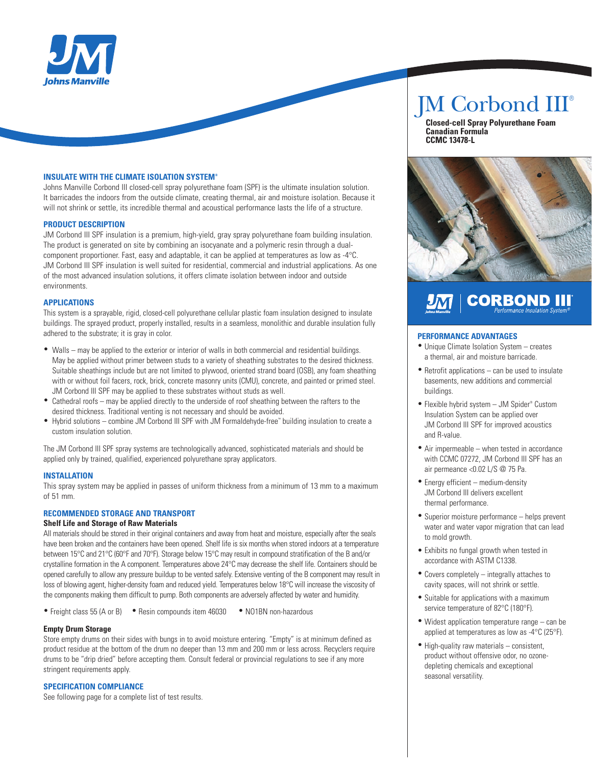# JM Corbond III®

**Closed-cell Spray Polyurethane Foam**
**Canadian Formula**
**CCMC 13478-L**

## INSULATE WITH THE CLIMATE ISOLATION SYSTEM®

Johns Manville Corbond III closed-cell spray polyurethane foam (SPF) is the ultimate insulation solution. It barricades the indoors from the outside climate, creating thermal, air and moisture isolation. Because it will not shrink or settle, its incredible thermal and acoustical performance lasts the life of a structure.

## PRODUCT DESCRIPTION

JM Corbond III SPF insulation is a premium, high-yield, gray spray polyurethane foam building insulation. The product is generated on site by combining an isocyanate and a polymeric resin through a dual-component proportioner. Fast, easy and adaptable, it can be applied at temperatures as low as -4°C. JM Corbond III SPF insulation is well suited for residential, commercial and industrial applications. As one of the most advanced insulation solutions, it offers climate isolation between indoor and outside environments.

## APPLICATIONS

This system is a sprayable, rigid, closed-cell polyurethane cellular plastic foam insulation designed to insulate buildings. The sprayed product, properly installed, results in a seamless, monolithic and durable insulation fully adhered to the substrate; it is gray in color.

- Walls – may be applied to the exterior or interior of walls in both commercial and residential buildings. May be applied without primer between studs to a variety of sheathing substrates to the desired thickness. Suitable sheathings include but are not limited to plywood, oriented strand board (OSB), any foam sheathing with or without foil facers, rock, brick, concrete masonry units (CMU), concrete, and painted or primed steel. JM Corbond III SPF may be applied to these substrates without studs as well.
- Cathedral roofs – may be applied directly to the underside of roof sheathing between the rafters to the desired thickness. Traditional venting is not necessary and should be avoided.
- Hybrid solutions – combine JM Corbond III SPF with JM Formaldehyde-free™ building insulation to create a custom insulation solution.

The JM Corbond III SPF spray systems are technologically advanced, sophisticated materials and should be applied only by trained, qualified, experienced polyurethane spray applicators.

## INSTALLATION

This spray system may be applied in passes of uniform thickness from a minimum of 13 mm to a maximum of 51 mm.

## RECOMMENDED STORAGE AND TRANSPORT

### Shelf Life and Storage of Raw Materials

All materials should be stored in their original containers and away from heat and moisture, especially after the seals have been broken and the containers have been opened. Shelf life is six months when stored indoors at a temperature between 15°C and 21°C (60°F and 70°F). Storage below 15°C may result in compound stratification of the B and/or crystalline formation in the A component. Temperatures above 24°C may decrease the shelf life. Containers should be opened carefully to allow any pressure buildup to be vented safely. Extensive venting of the B component may result in loss of blowing agent, higher-density foam and reduced yield. Temperatures below 18°C will increase the viscosity of the components making them difficult to pump. Both components are adversely affected by water and humidity.

- Freight class 55 (A or B)
- Resin compounds item 46030
- NO1BN non-hazardous

### Empty Drum Storage

Store empty drums on their sides with bungs in to avoid moisture entering. "Empty" is at minimum defined as product residue at the bottom of the drum no deeper than 13 mm and 200 mm or less across. Recyclers require drums to be "drip dried" before accepting them. Consult federal or provincial regulations to see if any more stringent requirements apply.

## SPECIFICATION COMPLIANCE

See following page for a complete list of test results.

**CORBOND III®** *Performance Insulation System®*

## PERFORMANCE ADVANTAGES

- Unique Climate Isolation System – creates a thermal, air and moisture barricade.
- Retrofit applications – can be used to insulate basements, new additions and commercial buildings.
- Flexible hybrid system – JM Spider® Custom Insulation System can be applied over JM Corbond III SPF for improved acoustics and R-value.
- Air impermeable – when tested in accordance with CCMC 07272, JM Corbond III SPF has an air permeance <0.02 L/S @ 75 Pa.
- Energy efficient – medium-density JM Corbond III delivers excellent thermal performance.
- Superior moisture performance – helps prevent water and water vapor migration that can lead to mold growth.
- Exhibits no fungal growth when tested in accordance with ASTM C1338.
- Covers completely – integrally attaches to cavity spaces, will not shrink or settle.
- Suitable for applications with a maximum service temperature of 82°C (180°F).
- Widest application temperature range – can be applied at temperatures as low as -4°C (25°F).
- High-quality raw materials – consistent, product without offensive odor, no ozone-depleting chemicals and exceptional seasonal versatility.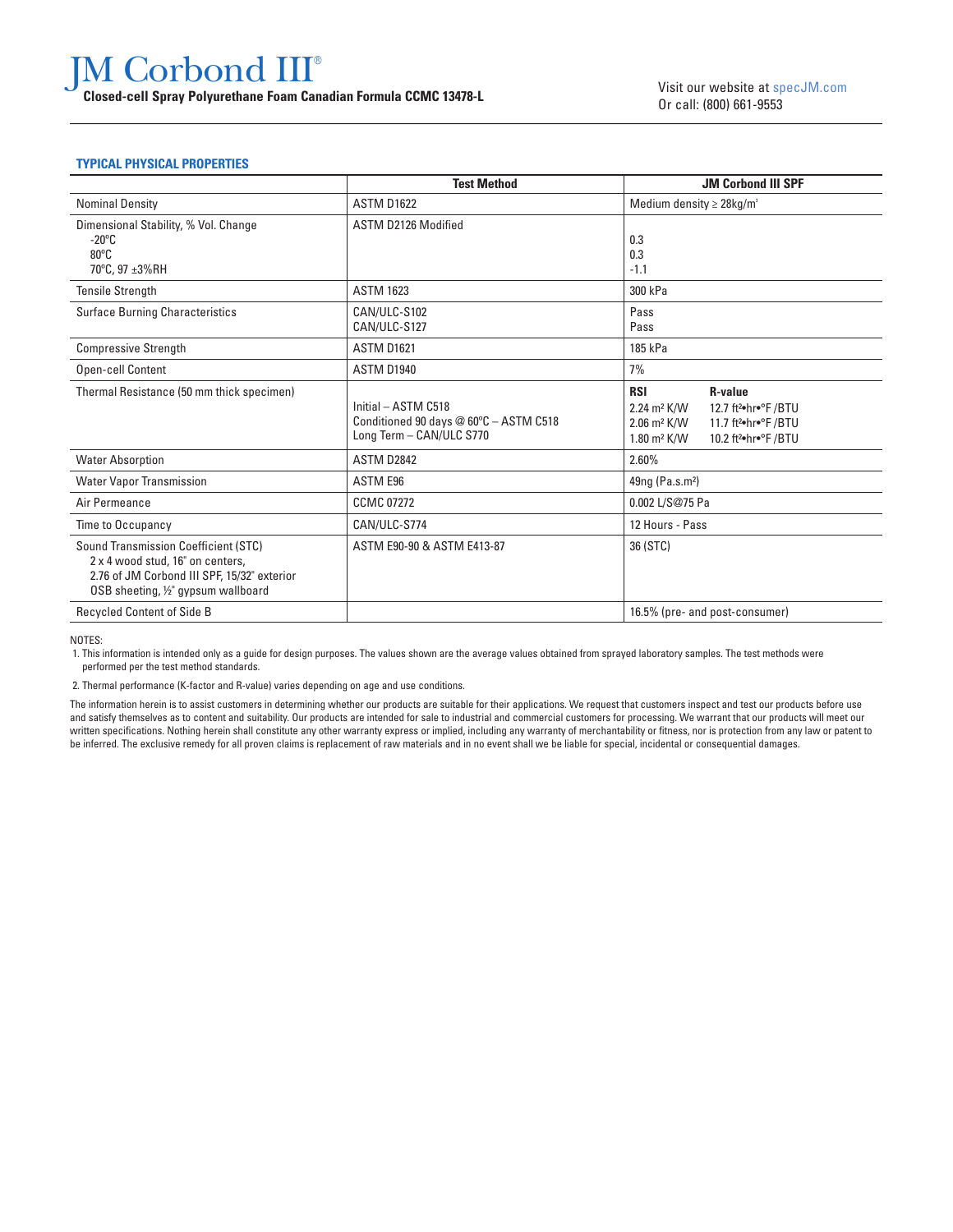# JM Corbond III®

**Closed-cell Spray Polyurethane Foam Canadian Formula CCMC 13478-L**

Visit our website at specJM.com
Or call: (800) 661-9553

### TYPICAL PHYSICAL PROPERTIES

| | Test Method | JM Corbond III SPF |
|---|---|---|
| Nominal Density | ASTM D1622 | Medium density ≥ 28kg/m³ |
| Dimensional Stability, % Vol. Change<br>-20ºC<br>80ºC<br>70ºC, 97 ±3%RH | ASTM D2126 Modified | <br>0.3<br>0.3<br>-1.1 |
| Tensile Strength | ASTM 1623 | 300 kPa |
| Surface Burning Characteristics | CAN/ULC-S102<br>CAN/ULC-S127 | Pass<br>Pass |
| Compressive Strength | ASTM D1621 | 185 kPa |
| Open-cell Content | ASTM D1940 | 7% |
| Thermal Resistance (50 mm thick specimen) | <br>Initial – ASTM C518<br>Conditioned 90 days @ 60ºC – ASTM C518<br>Long Term – CAN/ULC S770 | **RSI** / **R-value**<br>2.24 m² K/W / 12.7 ft²•hr•°F /BTU<br>2.06 m² K/W / 11.7 ft²•hr•°F /BTU<br>1.80 m² K/W / 10.2 ft²•hr•°F /BTU |
| Water Absorption | ASTM D2842 | 2.60% |
| Water Vapor Transmission | ASTM E96 | 49ng (Pa.s.m²) |
| Air Permeance | CCMC 07272 | 0.002 L/S@75 Pa |
| Time to Occupancy | CAN/ULC-S774 | 12 Hours - Pass |
| Sound Transmission Coefficient (STC)<br>2 x 4 wood stud, 16" on centers,<br>2.76 of JM Corbond III SPF, 15/32" exterior<br>OSB sheeting, ½" gypsum wallboard | ASTM E90-90 & ASTM E413-87 | 36 (STC) |
| Recycled Content of Side B | | 16.5% (pre- and post-consumer) |

NOTES:

1. This information is intended only as a guide for design purposes. The values shown are the average values obtained from sprayed laboratory samples. The test methods were performed per the test method standards.
2. Thermal performance (K-factor and R-value) varies depending on age and use conditions.

The information herein is to assist customers in determining whether our products are suitable for their applications. We request that customers inspect and test our products before use and satisfy themselves as to content and suitability. Our products are intended for sale to industrial and commercial customers for processing. We warrant that our products will meet our written specifications. Nothing herein shall constitute any other warranty express or implied, including any warranty of merchantability or fitness, nor is protection from any law or patent to be inferred. The exclusive remedy for all proven claims is replacement of raw materials and in no event shall we be liable for special, incidental or consequential damages.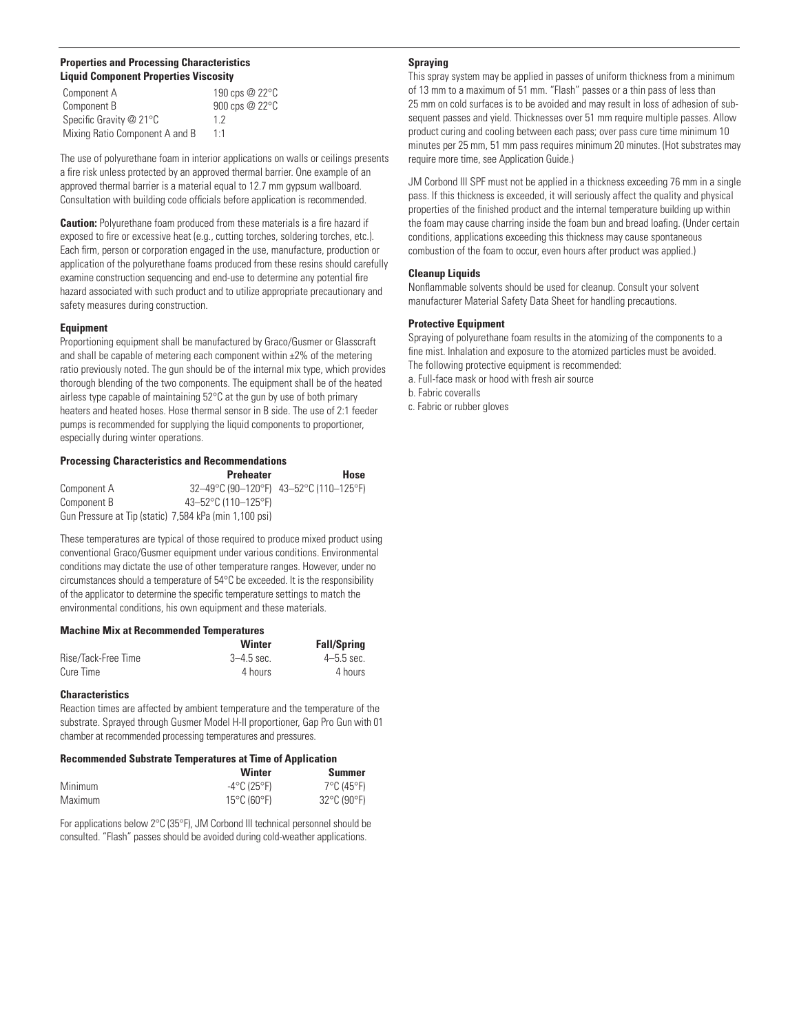**Properties and Processing Characteristics**
**Liquid Component Properties Viscosity**

| | |
|---|---|
| Component A | 190 cps @ 22°C |
| Component B | 900 cps @ 22°C |
| Specific Gravity @ 21°C | 1.2 |
| Mixing Ratio Component A and B | 1:1 |

The use of polyurethane foam in interior applications on walls or ceilings presents a fire risk unless protected by an approved thermal barrier. One example of an approved thermal barrier is a material equal to 12.7 mm gypsum wallboard. Consultation with building code officials before application is recommended.

**Caution:** Polyurethane foam produced from these materials is a fire hazard if exposed to fire or excessive heat (e.g., cutting torches, soldering torches, etc.). Each firm, person or corporation engaged in the use, manufacture, production or application of the polyurethane foams produced from these resins should carefully examine construction sequencing and end-use to determine any potential fire hazard associated with such product and to utilize appropriate precautionary and safety measures during construction.

**Equipment**

Proportioning equipment shall be manufactured by Graco/Gusmer or Glasscraft and shall be capable of metering each component within ±2% of the metering ratio previously noted. The gun should be of the internal mix type, which provides thorough blending of the two components. The equipment shall be of the heated airless type capable of maintaining 52°C at the gun by use of both primary heaters and heated hoses. Hose thermal sensor in B side. The use of 2:1 feeder pumps is recommended for supplying the liquid components to proportioner, especially during winter operations.

**Processing Characteristics and Recommendations**

| | Preheater | Hose |
|---|---|---|
| Component A | 32–49°C (90–120°F) | 43–52°C (110–125°F) |
| Component B | 43–52°C (110–125°F) | |
| Gun Pressure at Tip (static) | 7,584 kPa (min 1,100 psi) | |

These temperatures are typical of those required to produce mixed product using conventional Graco/Gusmer equipment under various conditions. Environmental conditions may dictate the use of other temperature ranges. However, under no circumstances should a temperature of 54°C be exceeded. It is the responsibility of the applicator to determine the specific temperature settings to match the environmental conditions, his own equipment and these materials.

**Machine Mix at Recommended Temperatures**

| | Winter | Fall/Spring |
|---|---|---|
| Rise/Tack-Free Time | 3–4.5 sec. | 4–5.5 sec. |
| Cure Time | 4 hours | 4 hours |

**Characteristics**

Reaction times are affected by ambient temperature and the temperature of the substrate. Sprayed through Gusmer Model H-II proportioner, Gap Pro Gun with 01 chamber at recommended processing temperatures and pressures.

**Recommended Substrate Temperatures at Time of Application**

| | Winter | Summer |
|---|---|---|
| Minimum | -4°C (25°F) | 7°C (45°F) |
| Maximum | 15°C (60°F) | 32°C (90°F) |

For applications below 2°C (35°F), JM Corbond III technical personnel should be consulted. "Flash" passes should be avoided during cold-weather applications.

**Spraying**

This spray system may be applied in passes of uniform thickness from a minimum of 13 mm to a maximum of 51 mm. "Flash" passes or a thin pass of less than 25 mm on cold surfaces is to be avoided and may result in loss of adhesion of subsequent passes and yield. Thicknesses over 51 mm require multiple passes. Allow product curing and cooling between each pass; over pass cure time minimum 10 minutes per 25 mm, 51 mm pass requires minimum 20 minutes. (Hot substrates may require more time, see Application Guide.)

JM Corbond III SPF must not be applied in a thickness exceeding 76 mm in a single pass. If this thickness is exceeded, it will seriously affect the quality and physical properties of the finished product and the internal temperature building up within the foam may cause charring inside the foam bun and bread loafing. (Under certain conditions, applications exceeding this thickness may cause spontaneous combustion of the foam to occur, even hours after product was applied.)

**Cleanup Liquids**

Nonflammable solvents should be used for cleanup. Consult your solvent manufacturer Material Safety Data Sheet for handling precautions.

**Protective Equipment**

Spraying of polyurethane foam results in the atomizing of the components to a fine mist. Inhalation and exposure to the atomized particles must be avoided. The following protective equipment is recommended:

a. Full-face mask or hood with fresh air source
b. Fabric coveralls
c. Fabric or rubber gloves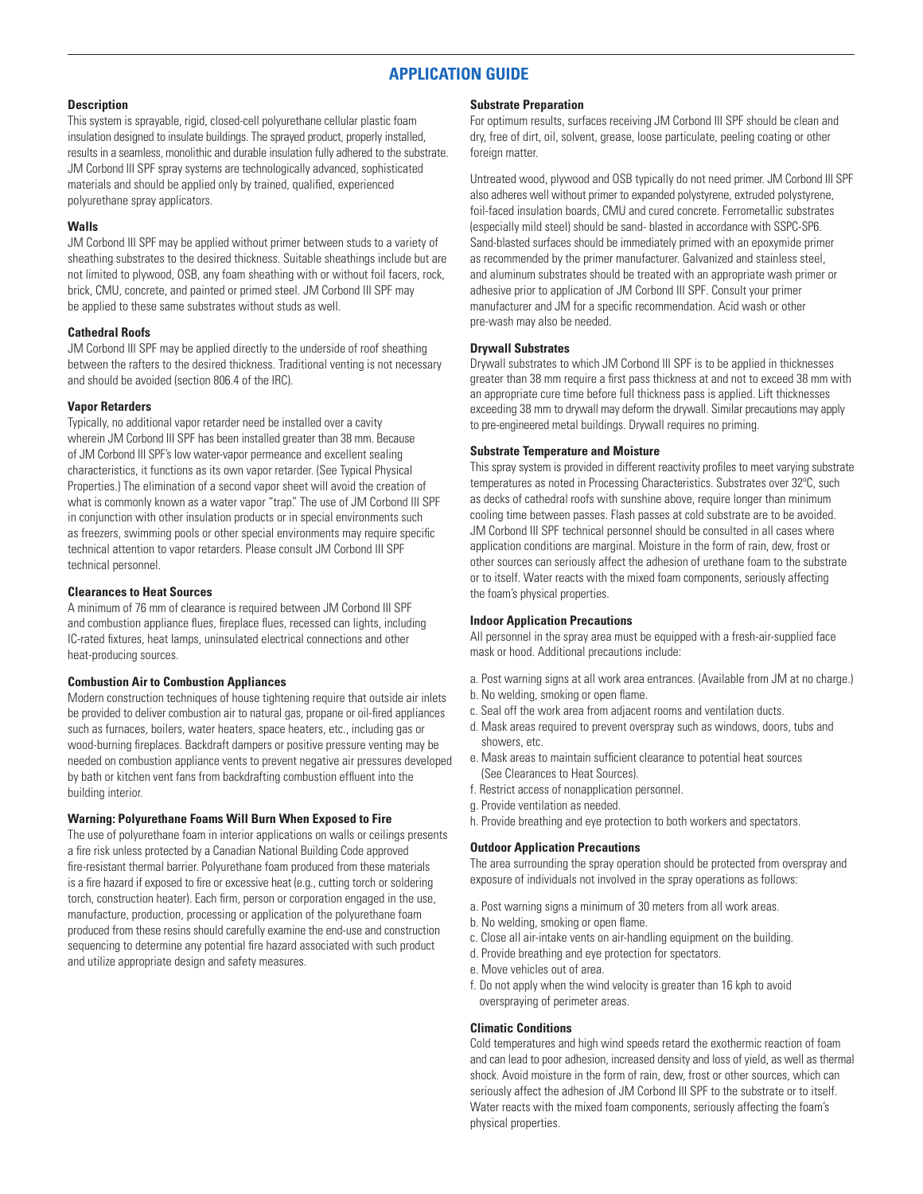## APPLICATION GUIDE

### Description

This system is sprayable, rigid, closed-cell polyurethane cellular plastic foam insulation designed to insulate buildings. The sprayed product, properly installed, results in a seamless, monolithic and durable insulation fully adhered to the substrate. JM Corbond III SPF spray systems are technologically advanced, sophisticated materials and should be applied only by trained, qualified, experienced polyurethane spray applicators.

### Walls

JM Corbond III SPF may be applied without primer between studs to a variety of sheathing substrates to the desired thickness. Suitable sheathings include but are not limited to plywood, OSB, any foam sheathing with or without foil facers, rock, brick, CMU, concrete, and painted or primed steel. JM Corbond III SPF may be applied to these same substrates without studs as well.

### Cathedral Roofs

JM Corbond III SPF may be applied directly to the underside of roof sheathing between the rafters to the desired thickness. Traditional venting is not necessary and should be avoided (section 806.4 of the IRC).

### Vapor Retarders

Typically, no additional vapor retarder need be installed over a cavity wherein JM Corbond III SPF has been installed greater than 38 mm. Because of JM Corbond III SPF's low water-vapor permeance and excellent sealing characteristics, it functions as its own vapor retarder. (See Typical Physical Properties.) The elimination of a second vapor sheet will avoid the creation of what is commonly known as a water vapor "trap." The use of JM Corbond III SPF in conjunction with other insulation products or in special environments such as freezers, swimming pools or other special environments may require specific technical attention to vapor retarders. Please consult JM Corbond III SPF technical personnel.

### Clearances to Heat Sources

A minimum of 76 mm of clearance is required between JM Corbond III SPF and combustion appliance flues, fireplace flues, recessed can lights, including IC-rated fixtures, heat lamps, uninsulated electrical connections and other heat-producing sources.

### Combustion Air to Combustion Appliances

Modern construction techniques of house tightening require that outside air inlets be provided to deliver combustion air to natural gas, propane or oil-fired appliances such as furnaces, boilers, water heaters, space heaters, etc., including gas or wood-burning fireplaces. Backdraft dampers or positive pressure venting may be needed on combustion appliance vents to prevent negative air pressures developed by bath or kitchen vent fans from backdrafting combustion effluent into the building interior.

### Warning: Polyurethane Foams Will Burn When Exposed to Fire

The use of polyurethane foam in interior applications on walls or ceilings presents a fire risk unless protected by a Canadian National Building Code approved fire-resistant thermal barrier. Polyurethane foam produced from these materials is a fire hazard if exposed to fire or excessive heat (e.g., cutting torch or soldering torch, construction heater). Each firm, person or corporation engaged in the use, manufacture, production, processing or application of the polyurethane foam produced from these resins should carefully examine the end-use and construction sequencing to determine any potential fire hazard associated with such product and utilize appropriate design and safety measures.

### Substrate Preparation

For optimum results, surfaces receiving JM Corbond III SPF should be clean and dry, free of dirt, oil, solvent, grease, loose particulate, peeling coating or other foreign matter.

Untreated wood, plywood and OSB typically do not need primer. JM Corbond III SPF also adheres well without primer to expanded polystyrene, extruded polystyrene, foil-faced insulation boards, CMU and cured concrete. Ferrometallic substrates (especially mild steel) should be sand- blasted in accordance with SSPC-SP6. Sand-blasted surfaces should be immediately primed with an epoxymide primer as recommended by the primer manufacturer. Galvanized and stainless steel, and aluminum substrates should be treated with an appropriate wash primer or adhesive prior to application of JM Corbond III SPF. Consult your primer manufacturer and JM for a specific recommendation. Acid wash or other pre-wash may also be needed.

### Drywall Substrates

Drywall substrates to which JM Corbond III SPF is to be applied in thicknesses greater than 38 mm require a first pass thickness at and not to exceed 38 mm with an appropriate cure time before full thickness pass is applied. Lift thicknesses exceeding 38 mm to drywall may deform the drywall. Similar precautions may apply to pre-engineered metal buildings. Drywall requires no priming.

### Substrate Temperature and Moisture

This spray system is provided in different reactivity profiles to meet varying substrate temperatures as noted in Processing Characteristics. Substrates over 32ºC, such as decks of cathedral roofs with sunshine above, require longer than minimum cooling time between passes. Flash passes at cold substrate are to be avoided. JM Corbond III SPF technical personnel should be consulted in all cases where application conditions are marginal. Moisture in the form of rain, dew, frost or other sources can seriously affect the adhesion of urethane foam to the substrate or to itself. Water reacts with the mixed foam components, seriously affecting the foam's physical properties.

### Indoor Application Precautions

All personnel in the spray area must be equipped with a fresh-air-supplied face mask or hood. Additional precautions include:

a. Post warning signs at all work area entrances. (Available from JM at no charge.)
b. No welding, smoking or open flame.
c. Seal off the work area from adjacent rooms and ventilation ducts.
d. Mask areas required to prevent overspray such as windows, doors, tubs and showers, etc.
e. Mask areas to maintain sufficient clearance to potential heat sources (See Clearances to Heat Sources).
f. Restrict access of nonapplication personnel.
g. Provide ventilation as needed.
h. Provide breathing and eye protection to both workers and spectators.

### Outdoor Application Precautions

The area surrounding the spray operation should be protected from overspray and exposure of individuals not involved in the spray operations as follows:

a. Post warning signs a minimum of 30 meters from all work areas.
b. No welding, smoking or open flame.
c. Close all air-intake vents on air-handling equipment on the building.
d. Provide breathing and eye protection for spectators.
e. Move vehicles out of area.
f. Do not apply when the wind velocity is greater than 16 kph to avoid overspraying of perimeter areas.

### Climatic Conditions

Cold temperatures and high wind speeds retard the exothermic reaction of foam and can lead to poor adhesion, increased density and loss of yield, as well as thermal shock. Avoid moisture in the form of rain, dew, frost or other sources, which can seriously affect the adhesion of JM Corbond III SPF to the substrate or to itself. Water reacts with the mixed foam components, seriously affecting the foam's physical properties.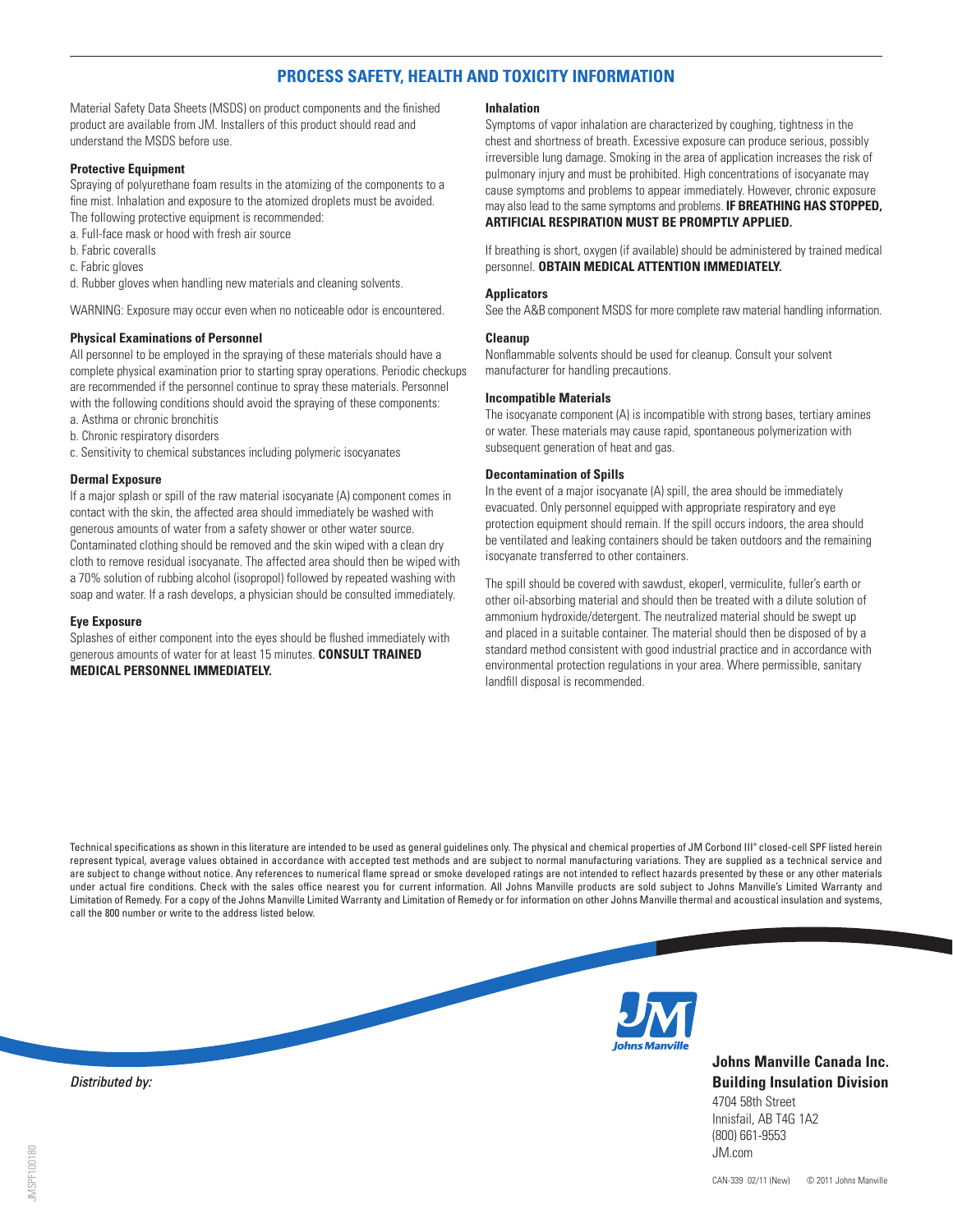## PROCESS SAFETY, HEALTH AND TOXICITY INFORMATION

Material Safety Data Sheets (MSDS) on product components and the finished product are available from JM. Installers of this product should read and understand the MSDS before use.

**Protective Equipment**

Spraying of polyurethane foam results in the atomizing of the components to a fine mist. Inhalation and exposure to the atomized droplets must be avoided. The following protective equipment is recommended:

a. Full-face mask or hood with fresh air source
b. Fabric coveralls
c. Fabric gloves
d. Rubber gloves when handling new materials and cleaning solvents.

WARNING: Exposure may occur even when no noticeable odor is encountered.

**Physical Examinations of Personnel**

All personnel to be employed in the spraying of these materials should have a complete physical examination prior to starting spray operations. Periodic checkups are recommended if the personnel continue to spray these materials. Personnel with the following conditions should avoid the spraying of these components:

a. Asthma or chronic bronchitis
b. Chronic respiratory disorders
c. Sensitivity to chemical substances including polymeric isocyanates

**Dermal Exposure**

If a major splash or spill of the raw material isocyanate (A) component comes in contact with the skin, the affected area should immediately be washed with generous amounts of water from a safety shower or other water source. Contaminated clothing should be removed and the skin wiped with a clean dry cloth to remove residual isocyanate. The affected area should then be wiped with a 70% solution of rubbing alcohol (isopropol) followed by repeated washing with soap and water. If a rash develops, a physician should be consulted immediately.

**Eye Exposure**

Splashes of either component into the eyes should be flushed immediately with generous amounts of water for at least 15 minutes. **CONSULT TRAINED MEDICAL PERSONNEL IMMEDIATELY.**

**Inhalation**

Symptoms of vapor inhalation are characterized by coughing, tightness in the chest and shortness of breath. Excessive exposure can produce serious, possibly irreversible lung damage. Smoking in the area of application increases the risk of pulmonary injury and must be prohibited. High concentrations of isocyanate may cause symptoms and problems to appear immediately. However, chronic exposure may also lead to the same symptoms and problems. **IF BREATHING HAS STOPPED, ARTIFICIAL RESPIRATION MUST BE PROMPTLY APPLIED.**

If breathing is short, oxygen (if available) should be administered by trained medical personnel. **OBTAIN MEDICAL ATTENTION IMMEDIATELY.**

**Applicators**

See the A&B component MSDS for more complete raw material handling information.

**Cleanup**

Nonflammable solvents should be used for cleanup. Consult your solvent manufacturer for handling precautions.

**Incompatible Materials**

The isocyanate component (A) is incompatible with strong bases, tertiary amines or water. These materials may cause rapid, spontaneous polymerization with subsequent generation of heat and gas.

**Decontamination of Spills**

In the event of a major isocyanate (A) spill, the area should be immediately evacuated. Only personnel equipped with appropriate respiratory and eye protection equipment should remain. If the spill occurs indoors, the area should be ventilated and leaking containers should be taken outdoors and the remaining isocyanate transferred to other containers.

The spill should be covered with sawdust, ekoperl, vermiculite, fuller's earth or other oil-absorbing material and should then be treated with a dilute solution of ammonium hydroxide/detergent. The neutralized material should be swept up and placed in a suitable container. The material should then be disposed of by a standard method consistent with good industrial practice and in accordance with environmental protection regulations in your area. Where permissible, sanitary landfill disposal is recommended.

Technical specifications as shown in this literature are intended to be used as general guidelines only. The physical and chemical properties of JM Corbond III® closed-cell SPF listed herein represent typical, average values obtained in accordance with accepted test methods and are subject to normal manufacturing variations. They are supplied as a technical service and are subject to change without notice. Any references to numerical flame spread or smoke developed ratings are not intended to reflect hazards presented by these or any other materials under actual fire conditions. Check with the sales office nearest you for current information. All Johns Manville products are sold subject to Johns Manville's Limited Warranty and Limitation of Remedy. For a copy of the Johns Manville Limited Warranty and Limitation of Remedy or for information on other Johns Manville thermal and acoustical insulation and systems, call the 800 number or write to the address listed below.

*Distributed by:*

**Johns Manville Canada Inc.**
**Building Insulation Division**
4704 58th Street
Innisfail, AB T4G 1A2
(800) 661-9553
JM.com

CAN-339 02/11 (New) © 2011 Johns Manville

JMSPF100180